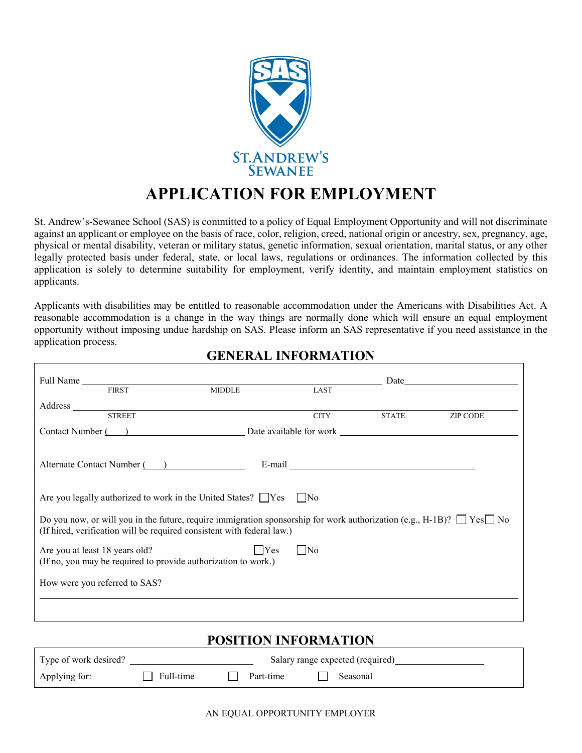ST. ANDREW'S SEWANEE

# APPLICATION FOR EMPLOYMENT

St. Andrew's-Sewanee School (SAS) is committed to a policy of Equal Employment Opportunity and will not discriminate against an applicant or employee on the basis of race, color, religion, creed, national origin or ancestry, sex, pregnancy, age, physical or mental disability, veteran or military status, genetic information, sexual orientation, marital status, or any other legally protected basis under federal, state, or local laws, regulations or ordinances. The information collected by this application is solely to determine suitability for employment, verify identity, and maintain employment statistics on applicants.

Applicants with disabilities may be entitled to reasonable accommodation under the Americans with Disabilities Act. A reasonable accommodation is a change in the way things are normally done which will ensure an equal employment opportunity without imposing undue hardship on SAS. Please inform an SAS representative if you need assistance in the application process.

## GENERAL INFORMATION

Full Name ______________________________________________ Date ____________________
FIRST MIDDLE LAST

Address ____________________________________________________________________
STREET CITY STATE ZIP CODE

Contact Number (    ) ____________________ Date available for work ____________________

Alternate Contact Number (    ) ______________ E-mail ______________________________

Are you legally authorized to work in the United States? ☐ Yes ☐ No

Do you now, or will you in the future, require immigration sponsorship for work authorization (e.g., H-1B)? ☐ Yes ☐ No
(If hired, verification will be required consistent with federal law.)

Are you at least 18 years old? ☐ Yes ☐ No
(If no, you may be required to provide authorization to work.)

How were you referred to SAS?

______________________________________________________________________________

## POSITION INFORMATION

Type of work desired? ____________________ Salary range expected (required) ______________

Applying for: ☐ Full-time ☐ Part-time ☐ Seasonal

AN EQUAL OPPORTUNITY EMPLOYER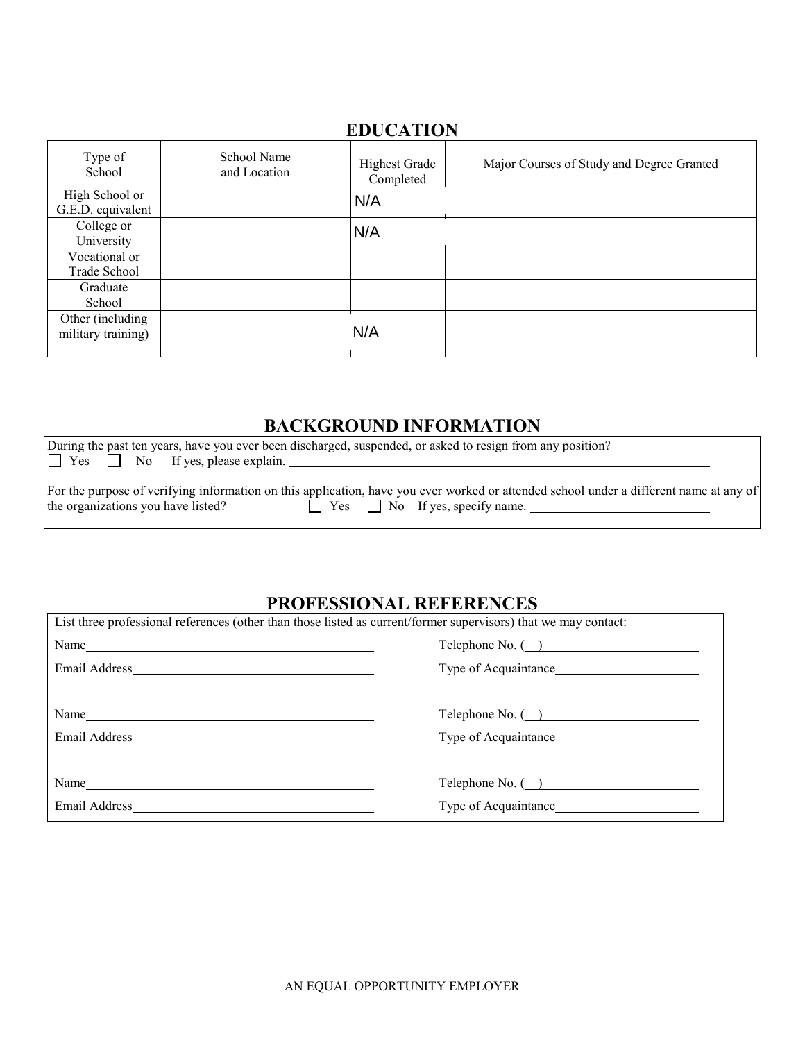## EDUCATION

| Type of School | School Name and Location | Highest Grade Completed | Major Courses of Study and Degree Granted |
|---|---|---|---|
| High School or G.E.D. equivalent | | N/A | |
| College or University | | N/A | |
| Vocational or Trade School | | | |
| Graduate School | | | |
| Other (including military training) | | N/A | |

## BACKGROUND INFORMATION

During the past ten years, have you ever been discharged, suspended, or asked to resign from any position?
☐ Yes ☐ No If yes, please explain. ______________________________

For the purpose of verifying information on this application, have you ever worked or attended school under a different name at any of the organizations you have listed? ☐ Yes ☐ No If yes, specify name. ______________________________

## PROFESSIONAL REFERENCES

List three professional references (other than those listed as current/former supervisors) that we may contact:

Name ______________________________ Telephone No. ( ) ______________________________

Email Address ______________________________ Type of Acquaintance ______________________________

Name ______________________________ Telephone No. ( ) ______________________________

Email Address ______________________________ Type of Acquaintance ______________________________

Name ______________________________ Telephone No. ( ) ______________________________

Email Address ______________________________ Type of Acquaintance ______________________________

AN EQUAL OPPORTUNITY EMPLOYER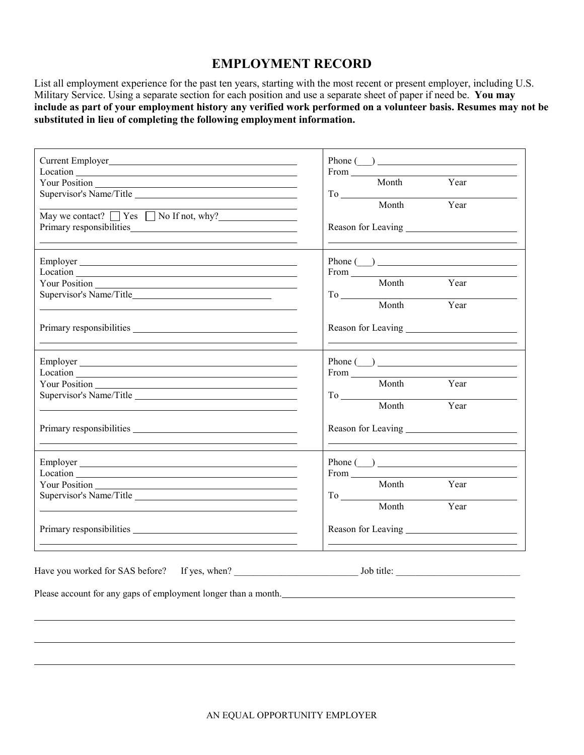# EMPLOYMENT RECORD

List all employment experience for the past ten years, starting with the most recent or present employer, including U.S. Military Service. Using a separate section for each position and use a separate sheet of paper if need be. **You may include as part of your employment history any verified work performed on a volunteer basis. Resumes may not be substituted in lieu of completing the following employment information.**

| | |
|---|---|
| Current Employer ______<br>Location ______<br>Your Position ______<br>Supervisor's Name/Title ______<br>______<br>May we contact? ☐ Yes ☐ No If not, why? ______<br>Primary responsibilities ______<br>______ | Phone (___) ______<br>From ______<br>Month Year<br>To ______<br>Month Year<br><br>Reason for Leaving ______<br>______ |
| Employer ______<br>Location ______<br>Your Position ______<br>Supervisor's Name/Title ______<br>______<br><br>Primary responsibilities ______<br>______ | Phone (___) ______<br>From ______<br>Month Year<br>To ______<br>Month Year<br><br>Reason for Leaving ______<br>______ |
| Employer ______<br>Location ______<br>Your Position ______<br>Supervisor's Name/Title ______<br>______<br><br>Primary responsibilities ______<br>______ | Phone (___) ______<br>From ______<br>Month Year<br>To ______<br>Month Year<br><br>Reason for Leaving ______<br>______ |
| Employer ______<br>Location ______<br>Your Position ______<br>Supervisor's Name/Title ______<br>______<br><br>Primary responsibilities ______<br>______ | Phone (___) ______<br>From ______<br>Month Year<br>To ______<br>Month Year<br><br>Reason for Leaving ______<br>______ |

Have you worked for SAS before? If yes, when? ______ Job title: ______

Please account for any gaps of employment longer than a month. ______

______

______

______

AN EQUAL OPPORTUNITY EMPLOYER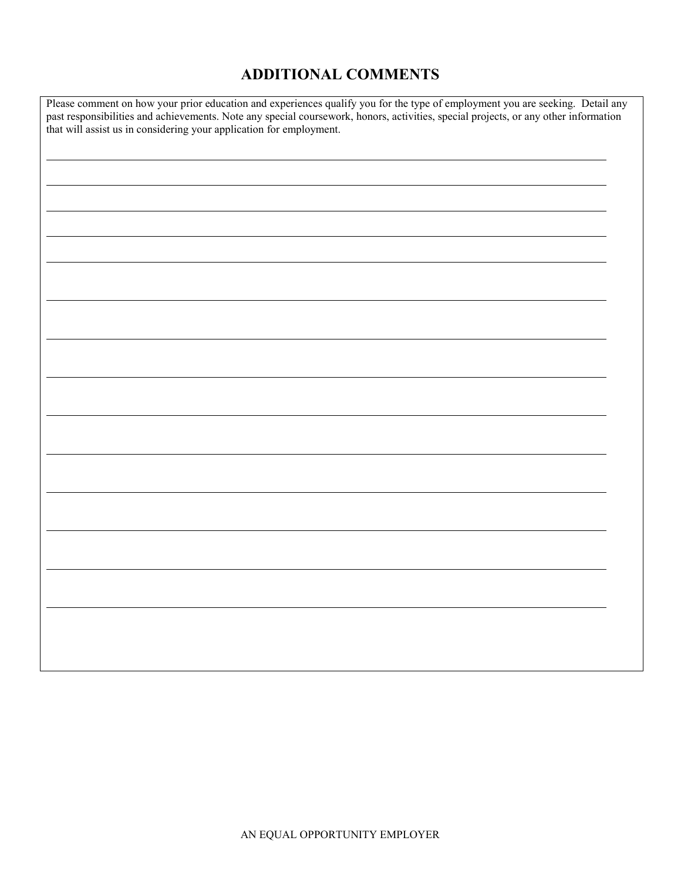## ADDITIONAL COMMENTS

Please comment on how your prior education and experiences qualify you for the type of employment you are seeking. Detail any past responsibilities and achievements. Note any special coursework, honors, activities, special projects, or any other information that will assist us in considering your application for employment.

AN EQUAL OPPORTUNITY EMPLOYER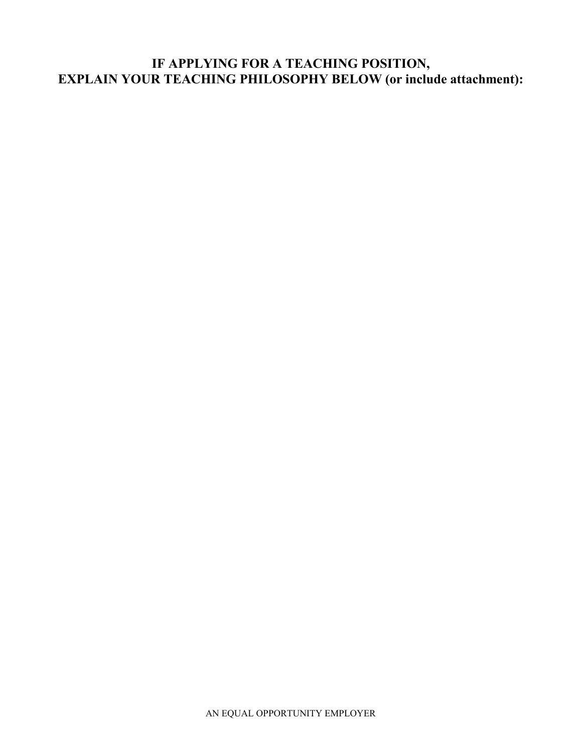**IF APPLYING FOR A TEACHING POSITION,**
**EXPLAIN YOUR TEACHING PHILOSOPHY BELOW (or include attachment):**

AN EQUAL OPPORTUNITY EMPLOYER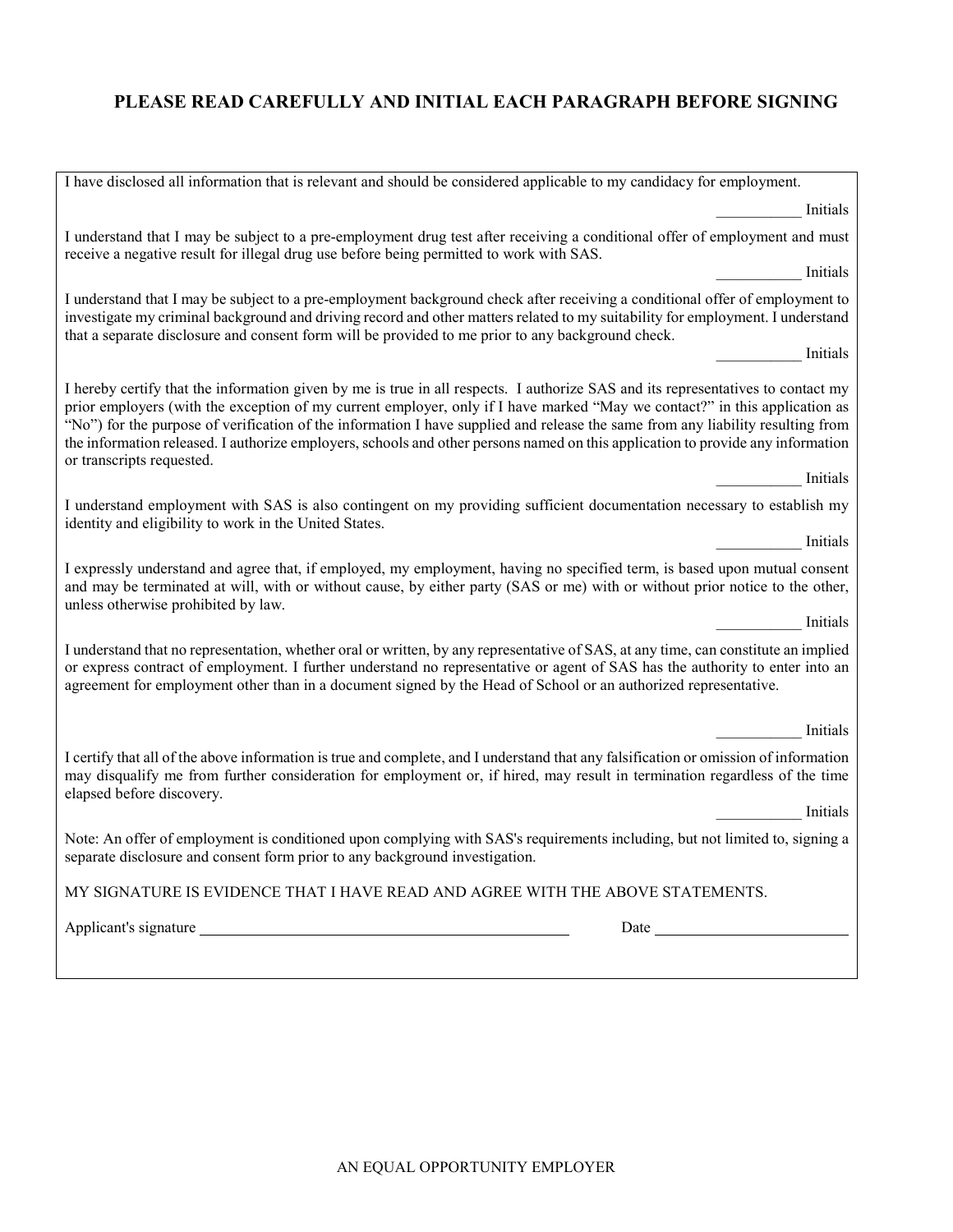## PLEASE READ CAREFULLY AND INITIAL EACH PARAGRAPH BEFORE SIGNING

I have disclosed all information that is relevant and should be considered applicable to my candidacy for employment.

___________ Initials

I understand that I may be subject to a pre-employment drug test after receiving a conditional offer of employment and must receive a negative result for illegal drug use before being permitted to work with SAS.

___________ Initials

I understand that I may be subject to a pre-employment background check after receiving a conditional offer of employment to investigate my criminal background and driving record and other matters related to my suitability for employment. I understand that a separate disclosure and consent form will be provided to me prior to any background check.

___________ Initials

I hereby certify that the information given by me is true in all respects. I authorize SAS and its representatives to contact my prior employers (with the exception of my current employer, only if I have marked "May we contact?" in this application as "No") for the purpose of verification of the information I have supplied and release the same from any liability resulting from the information released. I authorize employers, schools and other persons named on this application to provide any information or transcripts requested.

___________ Initials

I understand employment with SAS is also contingent on my providing sufficient documentation necessary to establish my identity and eligibility to work in the United States.

___________ Initials

I expressly understand and agree that, if employed, my employment, having no specified term, is based upon mutual consent and may be terminated at will, with or without cause, by either party (SAS or me) with or without prior notice to the other, unless otherwise prohibited by law.

___________ Initials

I understand that no representation, whether oral or written, by any representative of SAS, at any time, can constitute an implied or express contract of employment. I further understand no representative or agent of SAS has the authority to enter into an agreement for employment other than in a document signed by the Head of School or an authorized representative.

___________ Initials

I certify that all of the above information is true and complete, and I understand that any falsification or omission of information may disqualify me from further consideration for employment or, if hired, may result in termination regardless of the time elapsed before discovery.

___________ Initials

Note: An offer of employment is conditioned upon complying with SAS's requirements including, but not limited to, signing a separate disclosure and consent form prior to any background investigation.

MY SIGNATURE IS EVIDENCE THAT I HAVE READ AND AGREE WITH THE ABOVE STATEMENTS.

Applicant's signature ______________________________ Date ________________

AN EQUAL OPPORTUNITY EMPLOYER